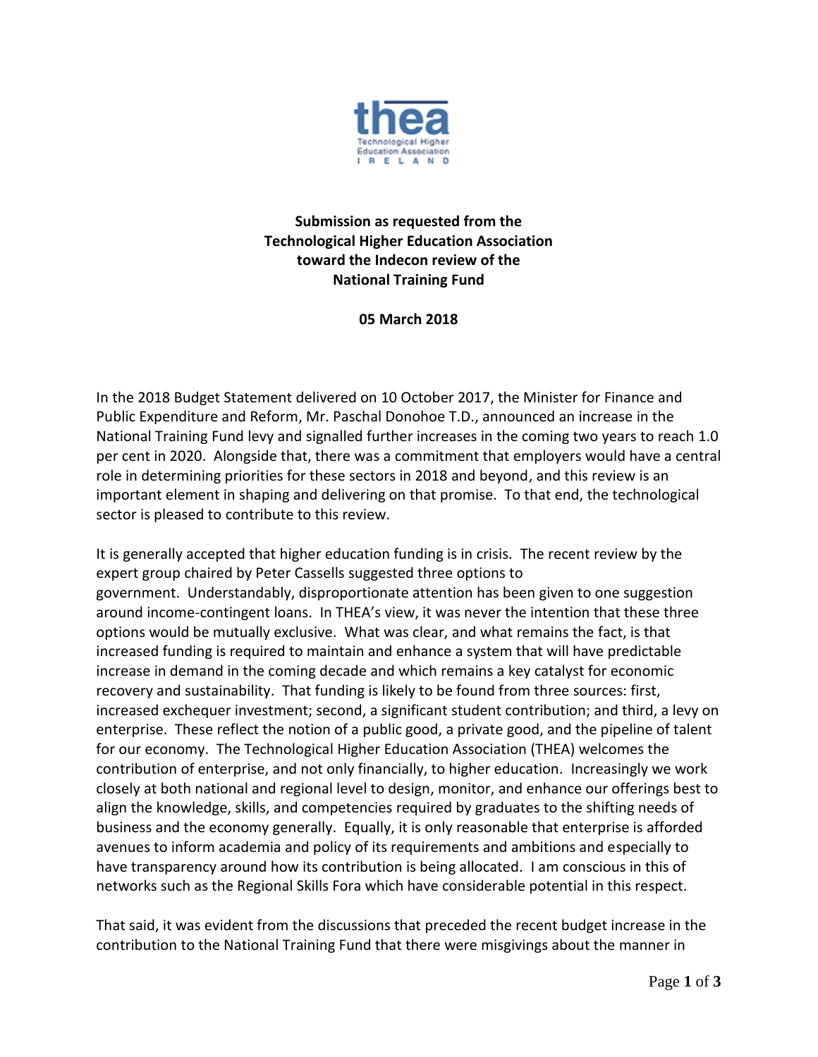**Submission as requested from the Technological Higher Education Association toward the Indecon review of the National Training Fund**

**05 March 2018**

In the 2018 Budget Statement delivered on 10 October 2017, the Minister for Finance and Public Expenditure and Reform, Mr. Paschal Donohoe T.D., announced an increase in the National Training Fund levy and signalled further increases in the coming two years to reach 1.0 per cent in 2020. Alongside that, there was a commitment that employers would have a central role in determining priorities for these sectors in 2018 and beyond, and this review is an important element in shaping and delivering on that promise. To that end, the technological sector is pleased to contribute to this review.

It is generally accepted that higher education funding is in crisis. The recent review by the expert group chaired by Peter Cassells suggested three options to government. Understandably, disproportionate attention has been given to one suggestion around income-contingent loans. In THEA's view, it was never the intention that these three options would be mutually exclusive. What was clear, and what remains the fact, is that increased funding is required to maintain and enhance a system that will have predictable increase in demand in the coming decade and which remains a key catalyst for economic recovery and sustainability. That funding is likely to be found from three sources: first, increased exchequer investment; second, a significant student contribution; and third, a levy on enterprise. These reflect the notion of a public good, a private good, and the pipeline of talent for our economy. The Technological Higher Education Association (THEA) welcomes the contribution of enterprise, and not only financially, to higher education. Increasingly we work closely at both national and regional level to design, monitor, and enhance our offerings best to align the knowledge, skills, and competencies required by graduates to the shifting needs of business and the economy generally. Equally, it is only reasonable that enterprise is afforded avenues to inform academia and policy of its requirements and ambitions and especially to have transparency around how its contribution is being allocated. I am conscious in this of networks such as the Regional Skills Fora which have considerable potential in this respect.

That said, it was evident from the discussions that preceded the recent budget increase in the contribution to the National Training Fund that there were misgivings about the manner in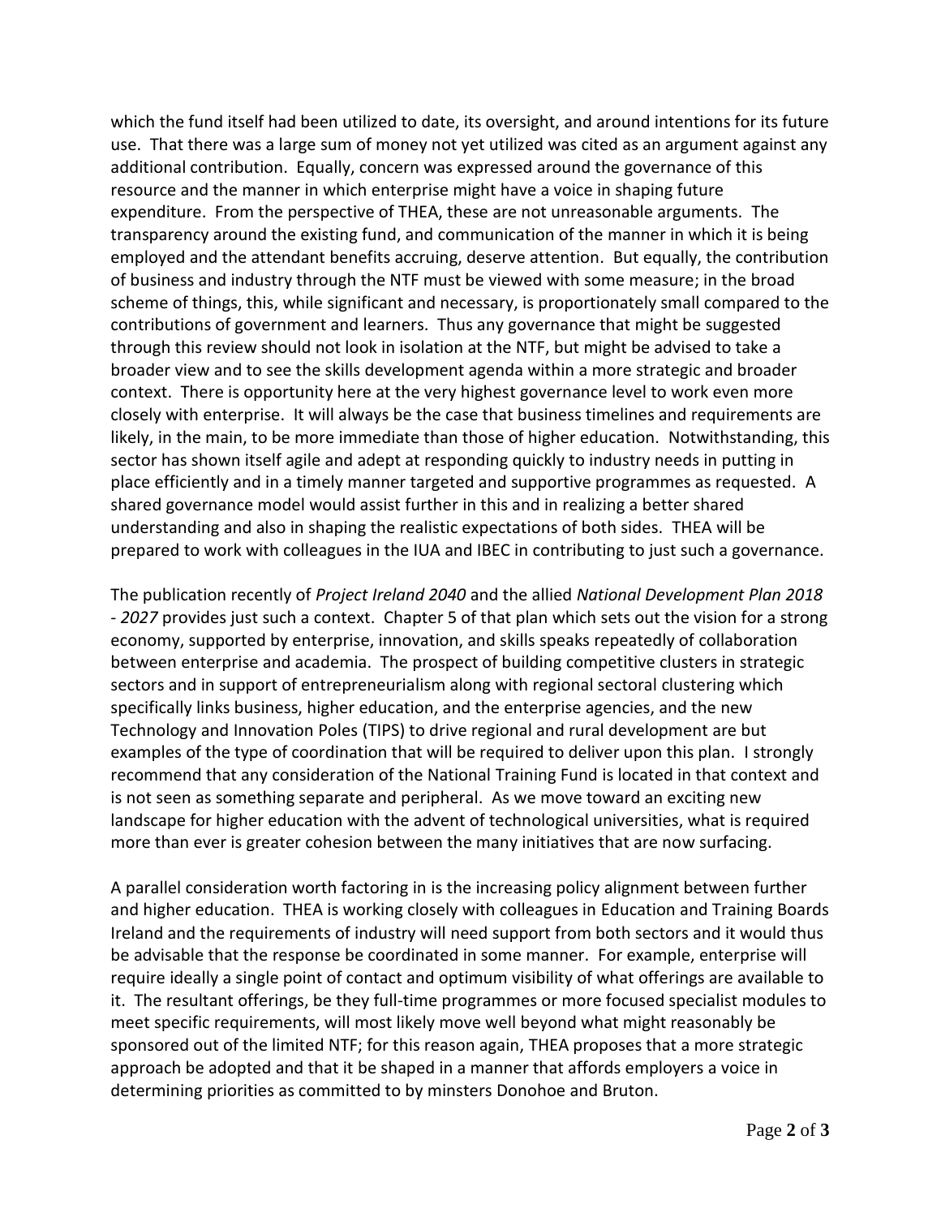which the fund itself had been utilized to date, its oversight, and around intentions for its future use. That there was a large sum of money not yet utilized was cited as an argument against any additional contribution. Equally, concern was expressed around the governance of this resource and the manner in which enterprise might have a voice in shaping future expenditure. From the perspective of THEA, these are not unreasonable arguments. The transparency around the existing fund, and communication of the manner in which it is being employed and the attendant benefits accruing, deserve attention. But equally, the contribution of business and industry through the NTF must be viewed with some measure; in the broad scheme of things, this, while significant and necessary, is proportionately small compared to the contributions of government and learners. Thus any governance that might be suggested through this review should not look in isolation at the NTF, but might be advised to take a broader view and to see the skills development agenda within a more strategic and broader context. There is opportunity here at the very highest governance level to work even more closely with enterprise. It will always be the case that business timelines and requirements are likely, in the main, to be more immediate than those of higher education. Notwithstanding, this sector has shown itself agile and adept at responding quickly to industry needs in putting in place efficiently and in a timely manner targeted and supportive programmes as requested. A shared governance model would assist further in this and in realizing a better shared understanding and also in shaping the realistic expectations of both sides. THEA will be prepared to work with colleagues in the IUA and IBEC in contributing to just such a governance.

The publication recently of *Project Ireland 2040* and the allied *National Development Plan 2018 - 2027* provides just such a context. Chapter 5 of that plan which sets out the vision for a strong economy, supported by enterprise, innovation, and skills speaks repeatedly of collaboration between enterprise and academia. The prospect of building competitive clusters in strategic sectors and in support of entrepreneurialism along with regional sectoral clustering which specifically links business, higher education, and the enterprise agencies, and the new Technology and Innovation Poles (TIPS) to drive regional and rural development are but examples of the type of coordination that will be required to deliver upon this plan. I strongly recommend that any consideration of the National Training Fund is located in that context and is not seen as something separate and peripheral. As we move toward an exciting new landscape for higher education with the advent of technological universities, what is required more than ever is greater cohesion between the many initiatives that are now surfacing.

A parallel consideration worth factoring in is the increasing policy alignment between further and higher education. THEA is working closely with colleagues in Education and Training Boards Ireland and the requirements of industry will need support from both sectors and it would thus be advisable that the response be coordinated in some manner. For example, enterprise will require ideally a single point of contact and optimum visibility of what offerings are available to it. The resultant offerings, be they full-time programmes or more focused specialist modules to meet specific requirements, will most likely move well beyond what might reasonably be sponsored out of the limited NTF; for this reason again, THEA proposes that a more strategic approach be adopted and that it be shaped in a manner that affords employers a voice in determining priorities as committed to by minsters Donohoe and Bruton.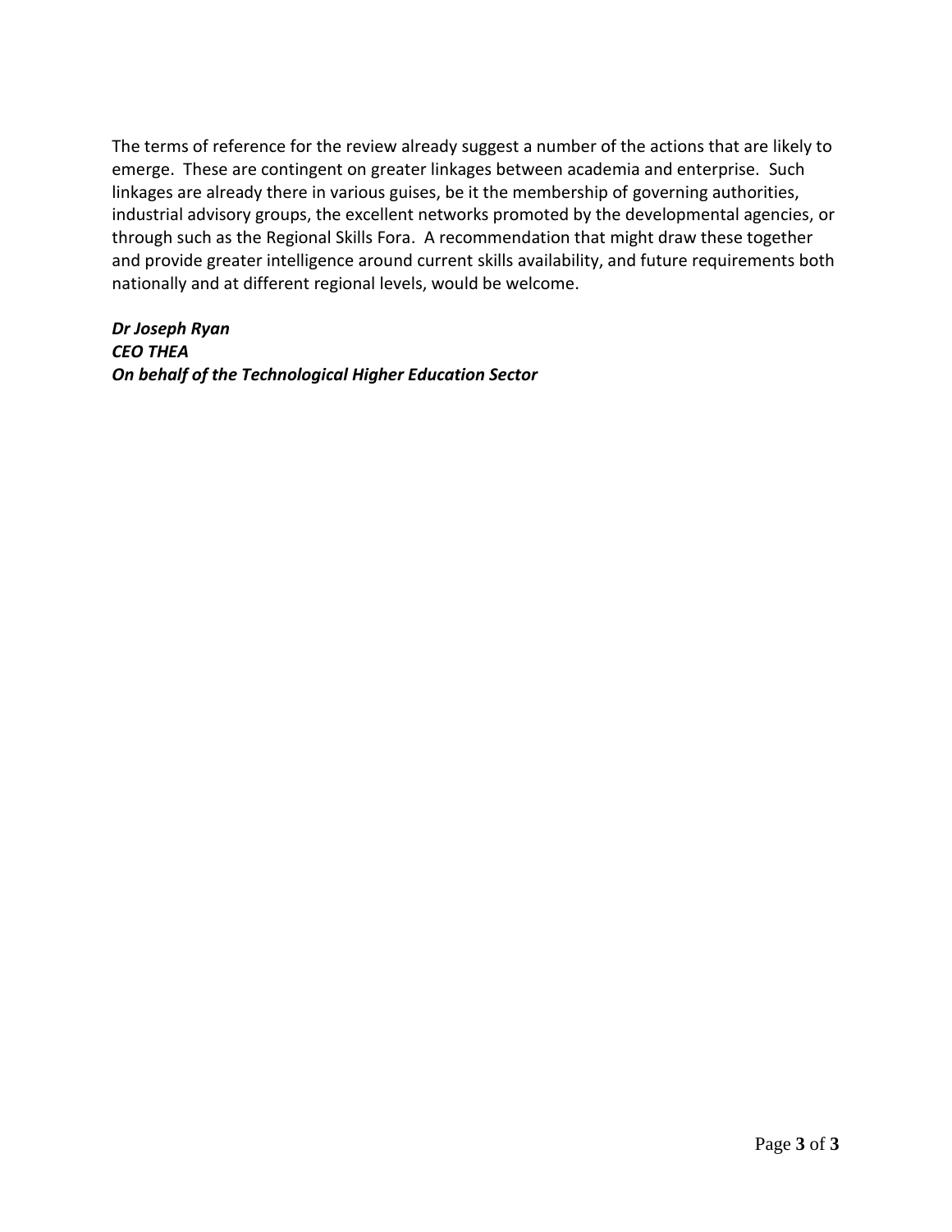The terms of reference for the review already suggest a number of the actions that are likely to emerge. These are contingent on greater linkages between academia and enterprise. Such linkages are already there in various guises, be it the membership of governing authorities, industrial advisory groups, the excellent networks promoted by the developmental agencies, or through such as the Regional Skills Fora. A recommendation that might draw these together and provide greater intelligence around current skills availability, and future requirements both nationally and at different regional levels, would be welcome.

***Dr Joseph Ryan***
***CEO THEA***
***On behalf of the Technological Higher Education Sector***